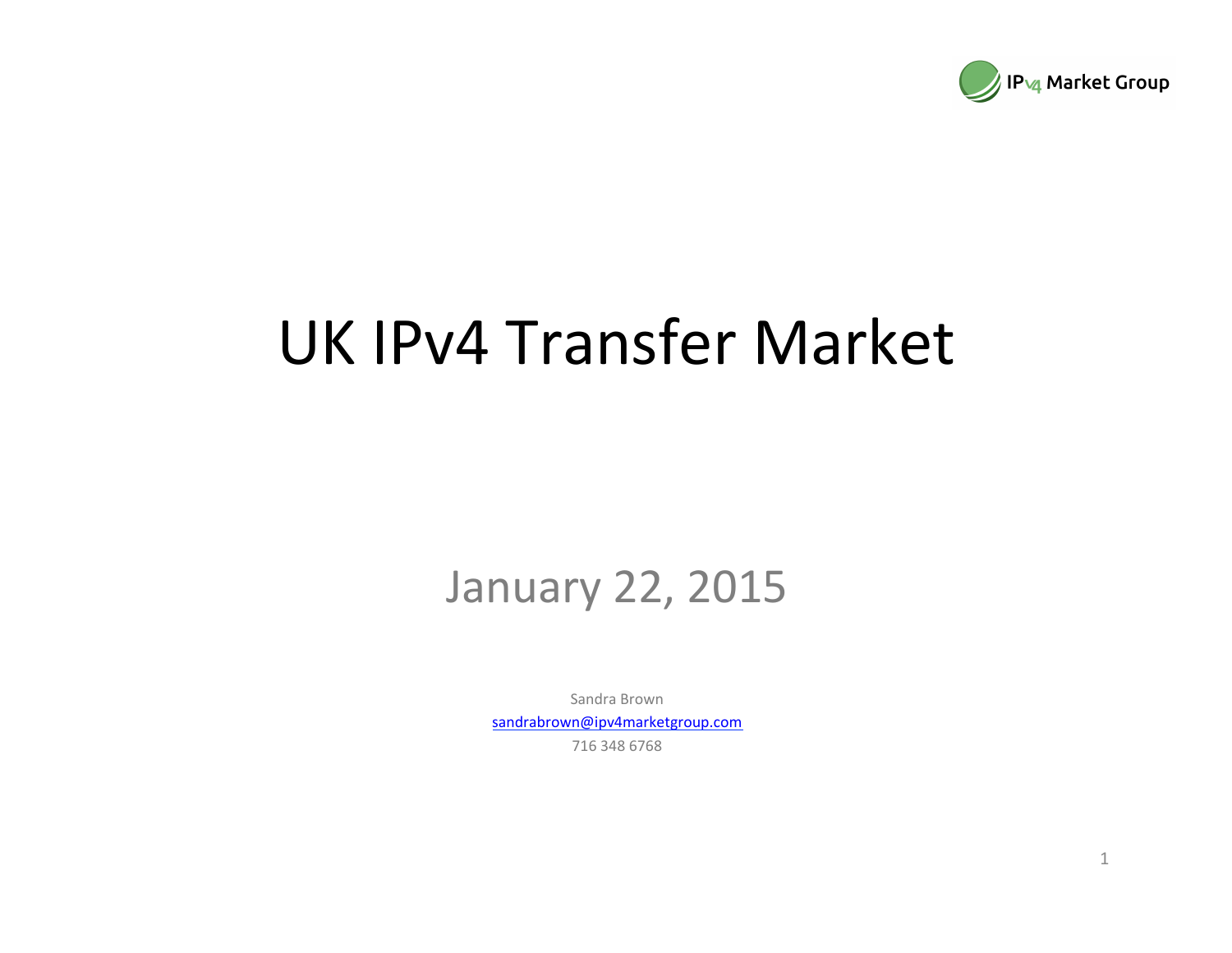IPv4 Market Group

# UK IPv4 Transfer Market

## January 22, 2015

Sandra Brown

sandrabrown@ipv4marketgroup.com

716 348 6768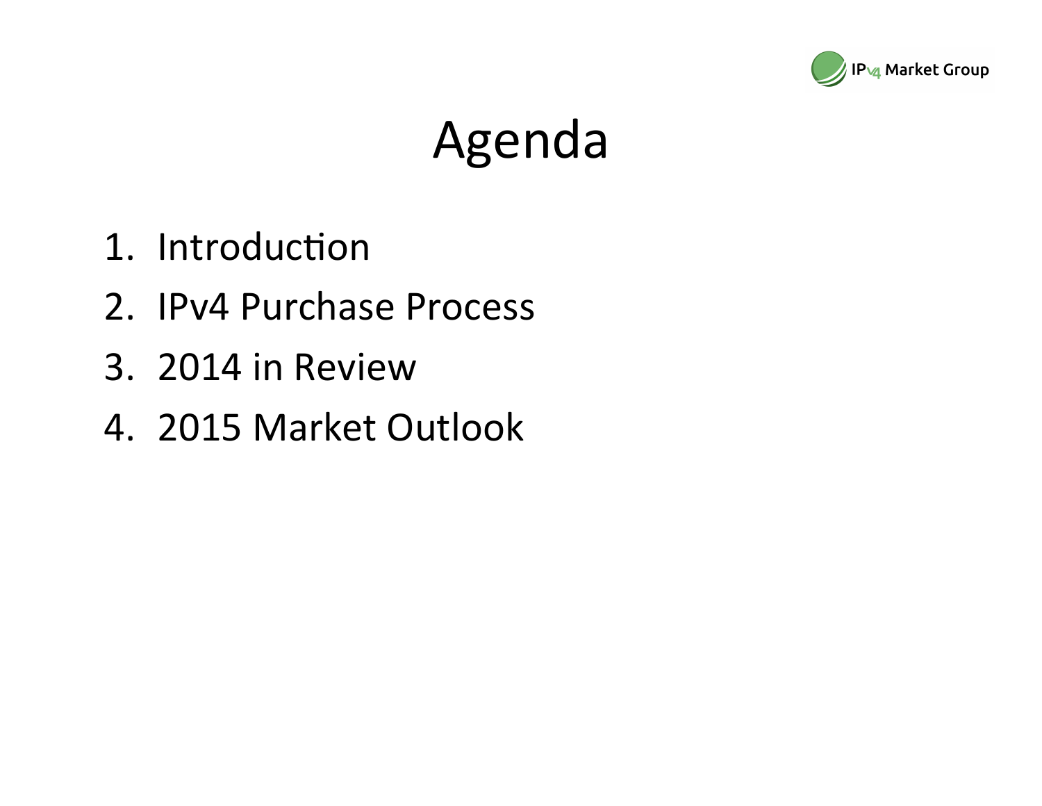# Agenda

1. Introduction
2. IPv4 Purchase Process
3. 2014 in Review
4. 2015 Market Outlook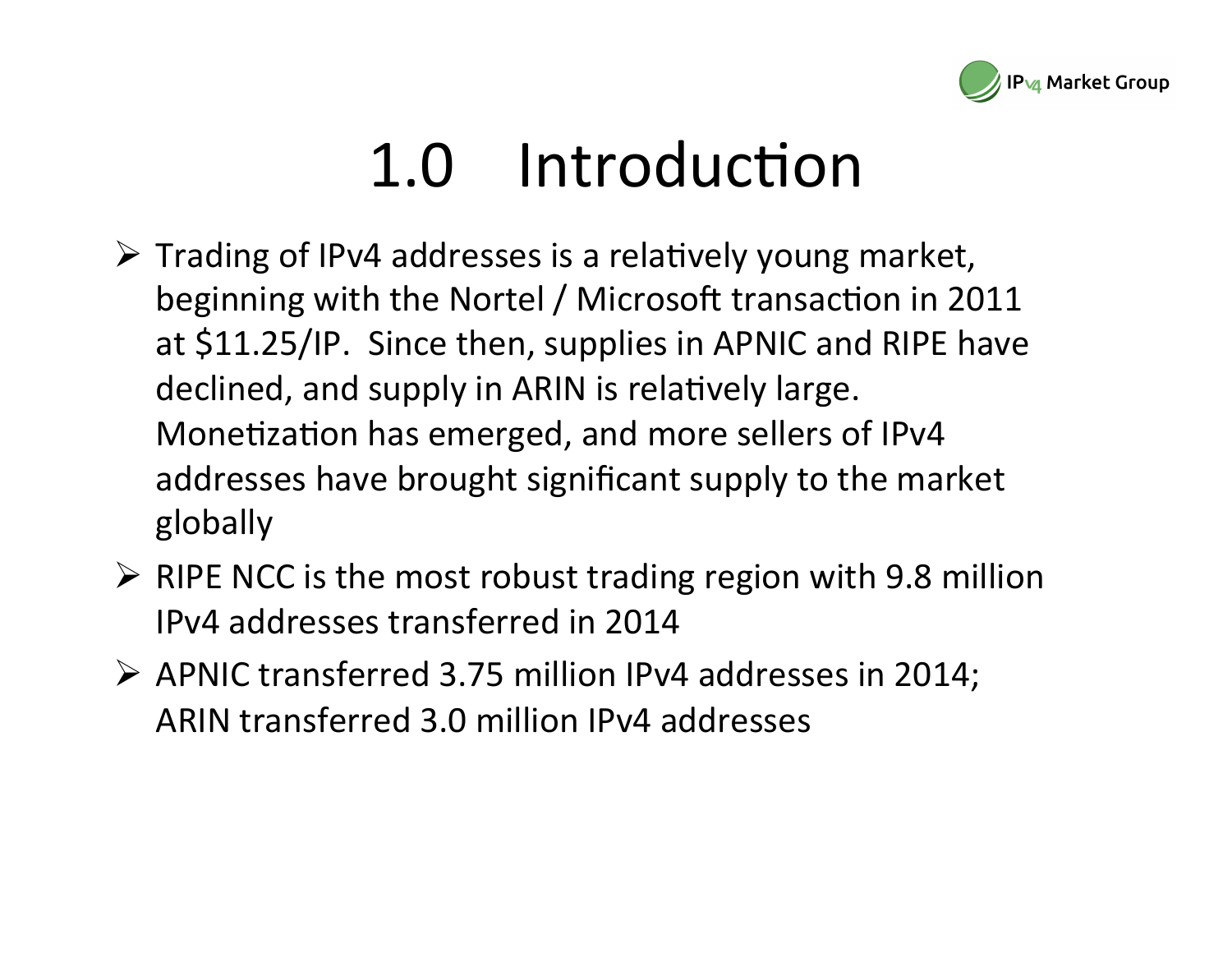# 1.0 Introduction

- Trading of IPv4 addresses is a relatively young market, beginning with the Nortel / Microsoft transaction in 2011 at $11.25/IP. Since then, supplies in APNIC and RIPE have declined, and supply in ARIN is relatively large. Monetization has emerged, and more sellers of IPv4 addresses have brought significant supply to the market globally
- RIPE NCC is the most robust trading region with 9.8 million IPv4 addresses transferred in 2014
- APNIC transferred 3.75 million IPv4 addresses in 2014; ARIN transferred 3.0 million IPv4 addresses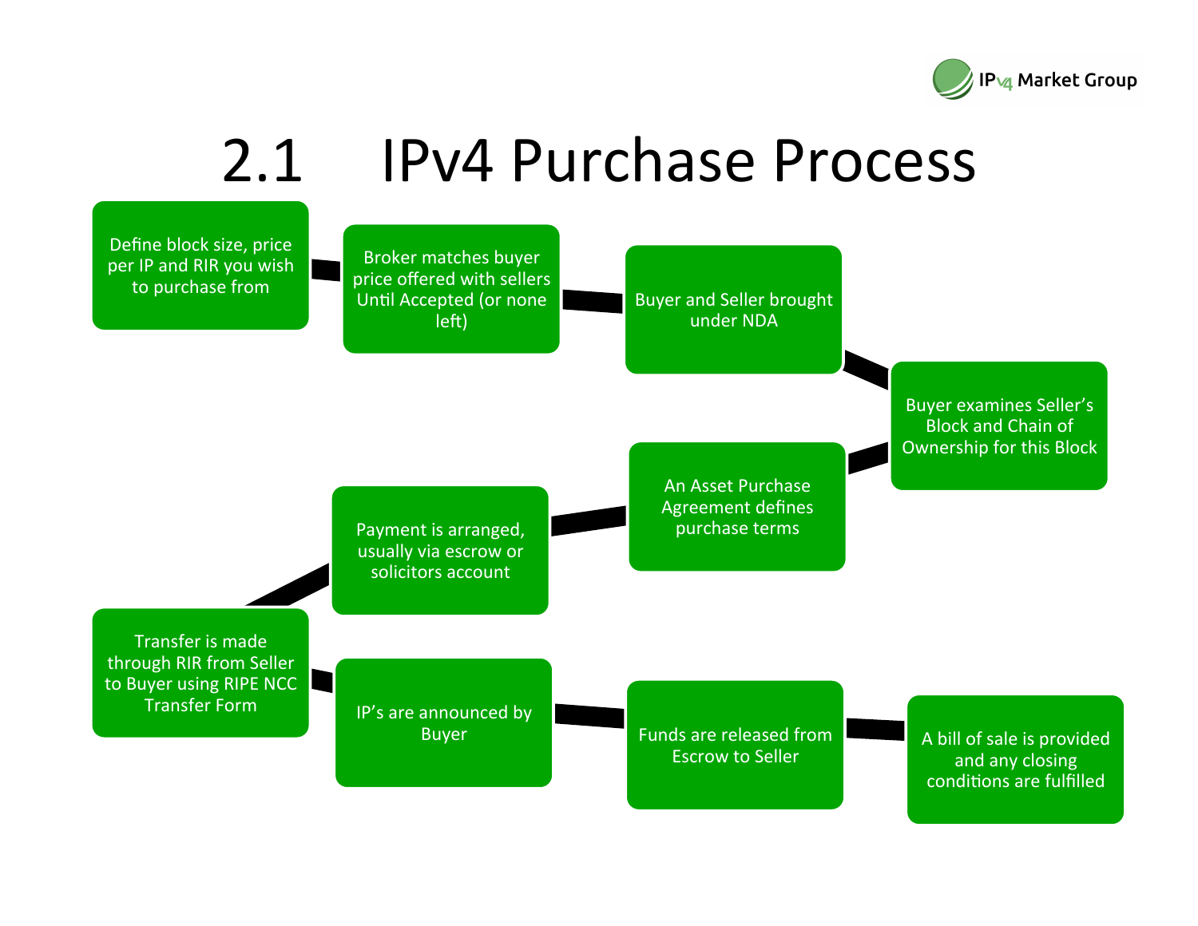# 2.1 IPv4 Purchase Process

1. Define block size, price per IP and RIR you wish to purchase from
2. Broker matches buyer price offered with sellers Until Accepted (or none left)
3. Buyer and Seller brought under NDA
4. Buyer examines Seller's Block and Chain of Ownership for this Block
5. An Asset Purchase Agreement defines purchase terms
6. Payment is arranged, usually via escrow or solicitors account
7. Transfer is made through RIR from Seller to Buyer using RIPE NCC Transfer Form
8. IP's are announced by Buyer
9. Funds are released from Escrow to Seller
10. A bill of sale is provided and any closing conditions are fulfilled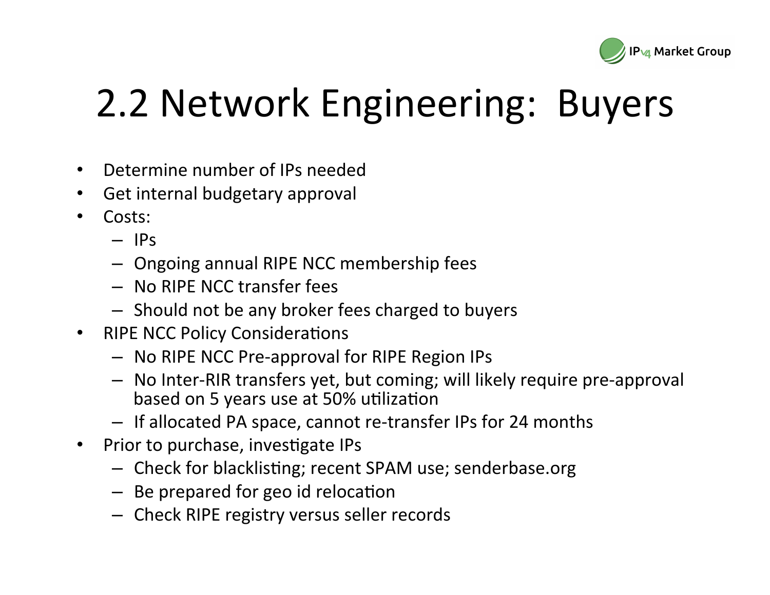# 2.2 Network Engineering: Buyers

- Determine number of IPs needed
- Get internal budgetary approval
- Costs:
  - IPs
  - Ongoing annual RIPE NCC membership fees
  - No RIPE NCC transfer fees
  - Should not be any broker fees charged to buyers
- RIPE NCC Policy Considerations
  - No RIPE NCC Pre-approval for RIPE Region IPs
  - No Inter-RIR transfers yet, but coming; will likely require pre-approval based on 5 years use at 50% utilization
  - If allocated PA space, cannot re-transfer IPs for 24 months
- Prior to purchase, investigate IPs
  - Check for blacklisting; recent SPAM use; senderbase.org
  - Be prepared for geo id relocation
  - Check RIPE registry versus seller records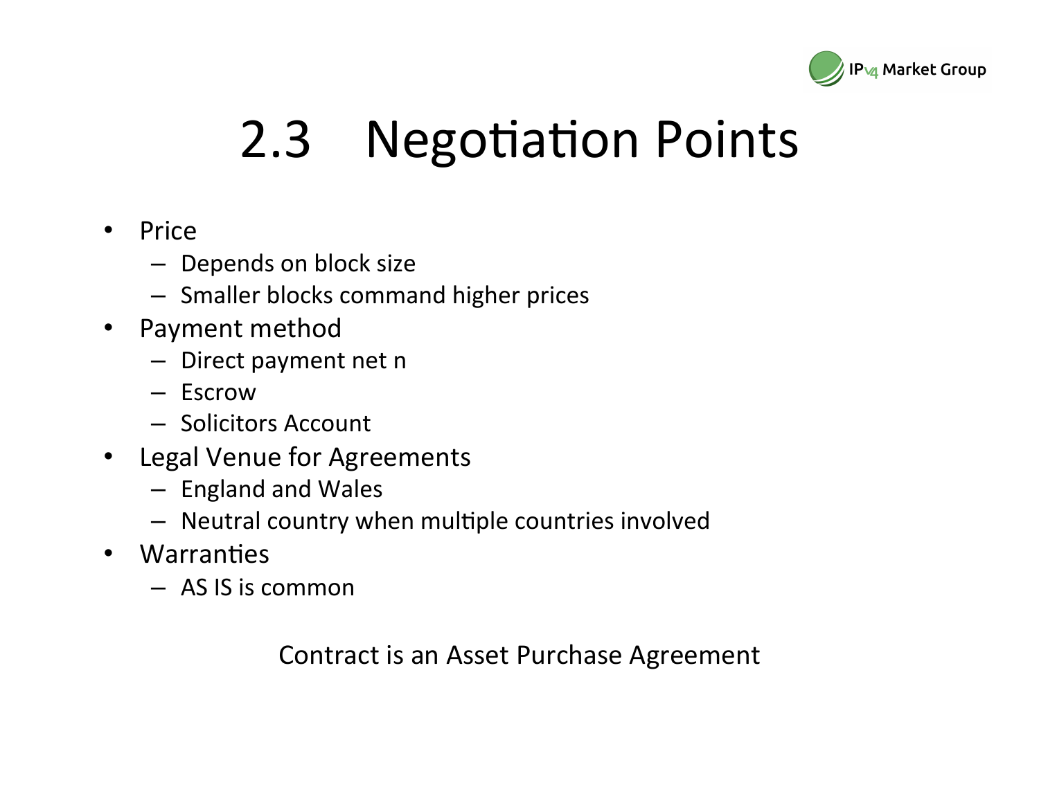# 2.3 Negotiation Points

- Price
  - Depends on block size
  - Smaller blocks command higher prices
- Payment method
  - Direct payment net n
  - Escrow
  - Solicitors Account
- Legal Venue for Agreements
  - England and Wales
  - Neutral country when multiple countries involved
- Warranties
  - AS IS is common

Contract is an Asset Purchase Agreement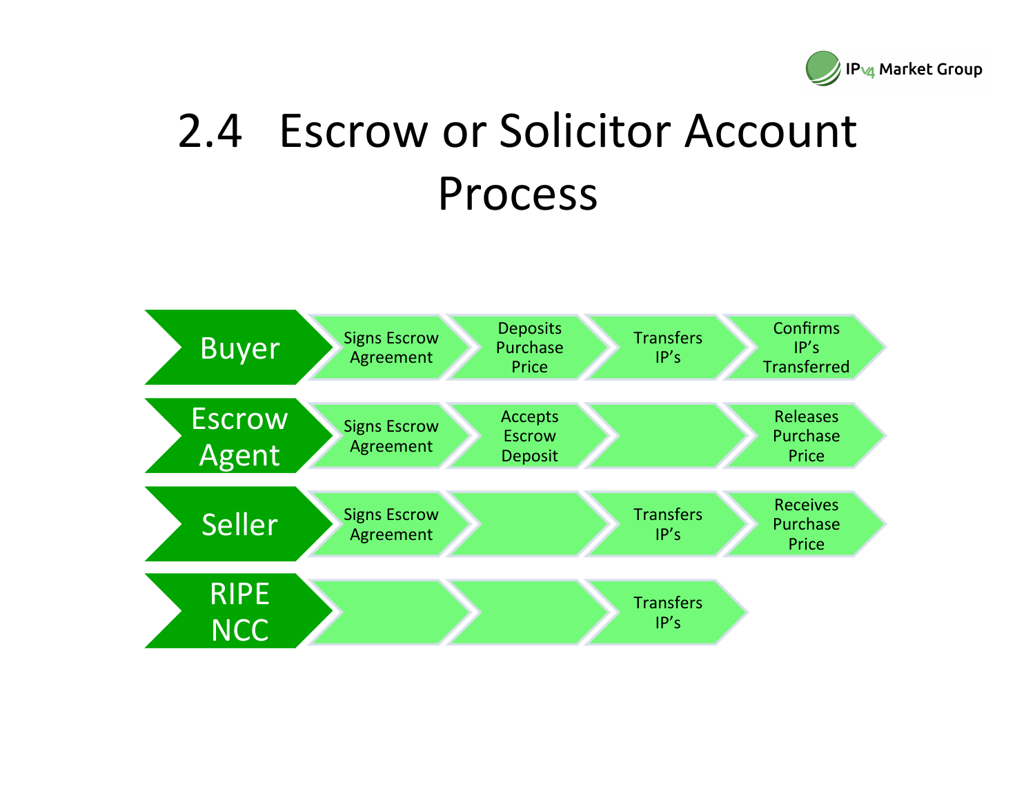# 2.4 Escrow or Solicitor Account Process

| | | | | |
|---|---|---|---|---|
| Buyer | Signs Escrow Agreement | Deposits Purchase Price | Transfers IP's | Confirms IP's Transferred |
| Escrow Agent | Signs Escrow Agreement | Accepts Escrow Deposit | | Releases Purchase Price |
| Seller | Signs Escrow Agreement | | Transfers IP's | Receives Purchase Price |
| RIPE NCC | | | Transfers IP's | |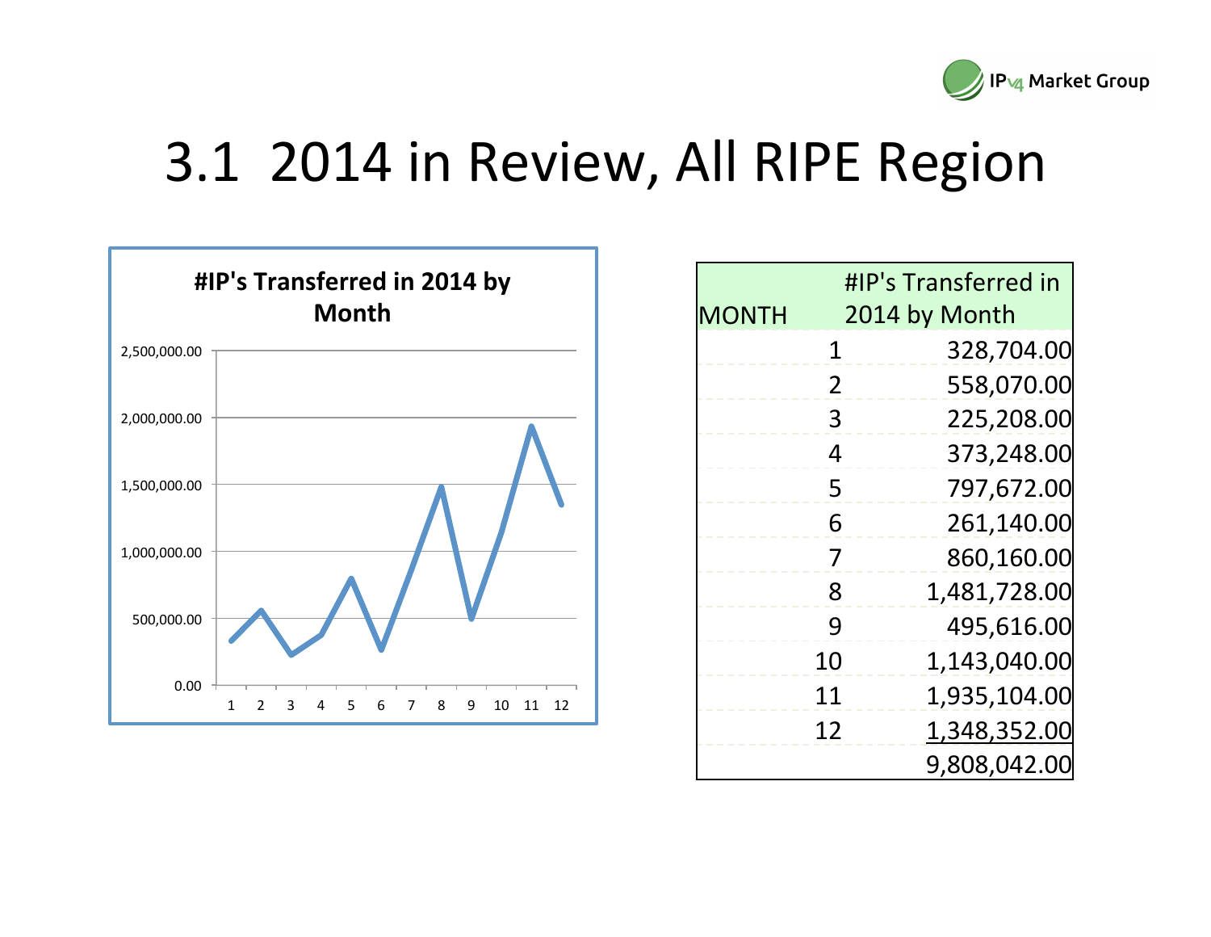# 3.1 2014 in Review, All RIPE Region

#IP's Transferred in 2014 by Month

2,500,000.00
2,000,000.00
1,500,000.00
1,000,000.00
500,000.00
0.00

1 2 3 4 5 6 7 8 9 10 11 12

| MONTH | #IP's Transferred in 2014 by Month |
|---|---|
| 1 | 328,704.00 |
| 2 | 558,070.00 |
| 3 | 225,208.00 |
| 4 | 373,248.00 |
| 5 | 797,672.00 |
| 6 | 261,140.00 |
| 7 | 860,160.00 |
| 8 | 1,481,728.00 |
| 9 | 495,616.00 |
| 10 | 1,143,040.00 |
| 11 | 1,935,104.00 |
| 12 | 1,348,352.00 |
| | 9,808,042.00 |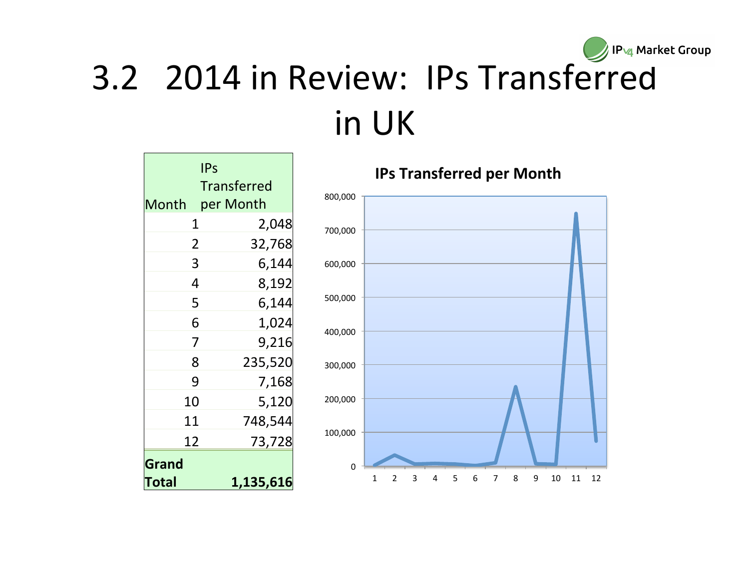IPv4 Market Group

# 3.2 2014 in Review: IPs Transferred in UK

| Month | IPs Transferred per Month |
|---|---|
| 1 | 2,048 |
| 2 | 32,768 |
| 3 | 6,144 |
| 4 | 8,192 |
| 5 | 6,144 |
| 6 | 1,024 |
| 7 | 9,216 |
| 8 | 235,520 |
| 9 | 7,168 |
| 10 | 5,120 |
| 11 | 748,544 |
| 12 | 73,728 |
| **Grand Total** | **1,135,616** |

**IPs Transferred per Month**

800,000
700,000
600,000
500,000
400,000
300,000
200,000
100,000
0

1 2 3 4 5 6 7 8 9 10 11 12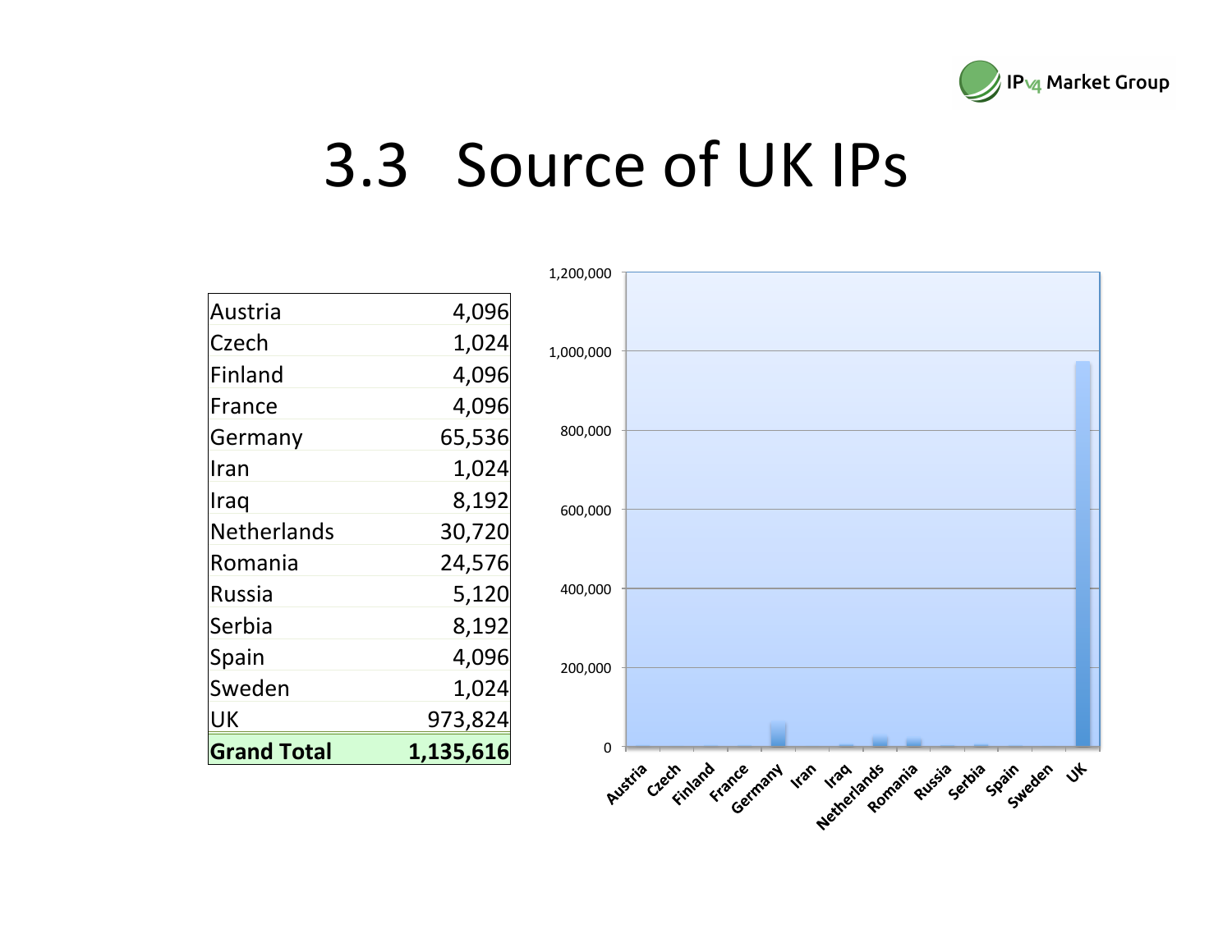# 3.3 Source of UK IPs

| | |
|---|---|
| Austria | 4,096 |
| Czech | 1,024 |
| Finland | 4,096 |
| France | 4,096 |
| Germany | 65,536 |
| Iran | 1,024 |
| Iraq | 8,192 |
| Netherlands | 30,720 |
| Romania | 24,576 |
| Russia | 5,120 |
| Serbia | 8,192 |
| Spain | 4,096 |
| Sweden | 1,024 |
| UK | 973,824 |
| **Grand Total** | **1,135,616** |

1,200,000
1,000,000
800,000
600,000
400,000
200,000
0

Austria
Czech
Finland
France
Germany
Iran
Iraq
Netherlands
Romania
Russia
Serbia
Spain
Sweden
UK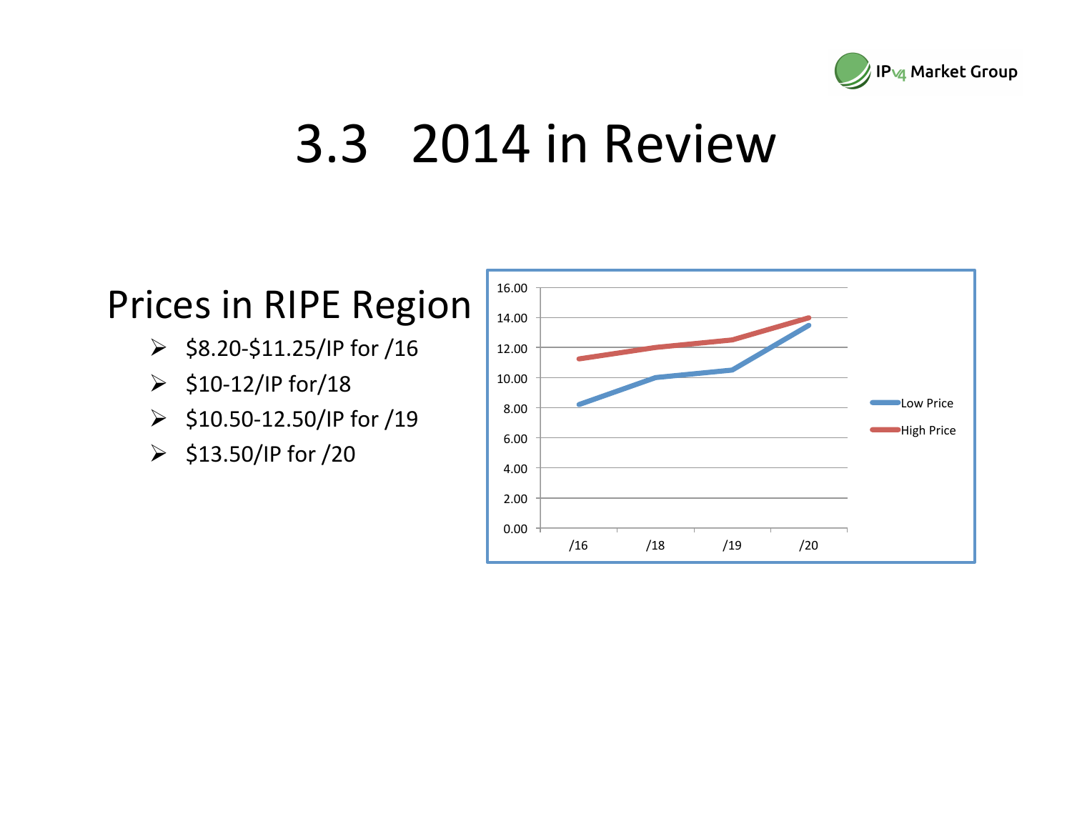# 3.3 2014 in Review

## Prices in RIPE Region

- $8.20-$11.25/IP for /16
- $10-12/IP for/18
- $10.50-12.50/IP for /19
- $13.50/IP for /20

16.00
14.00
12.00
10.00
8.00
6.00
4.00
2.00
0.00

/16 /18 /19 /20

Low Price
High Price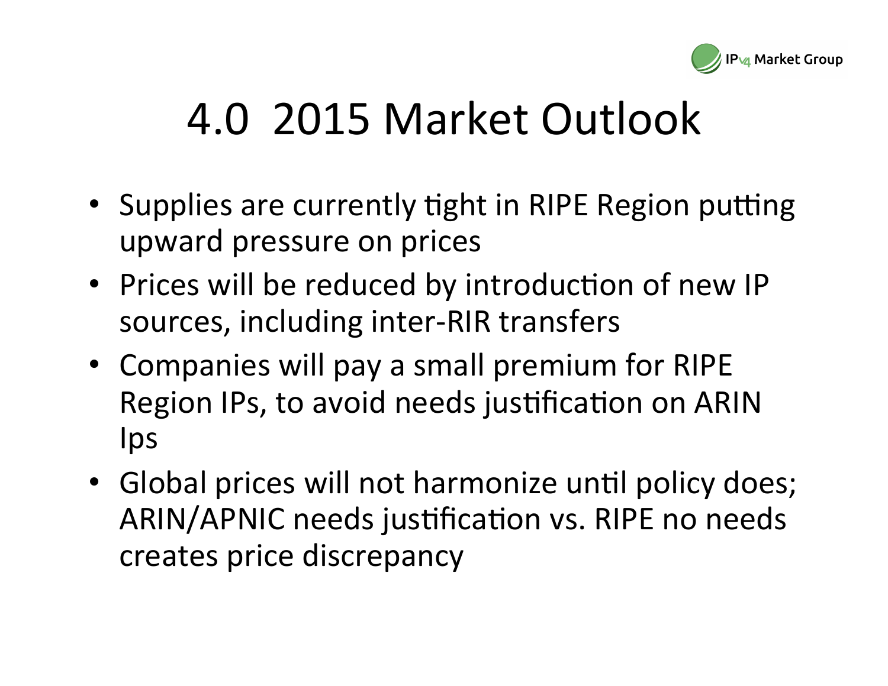# 4.0 2015 Market Outlook

- Supplies are currently tight in RIPE Region putting upward pressure on prices
- Prices will be reduced by introduction of new IP sources, including inter-RIR transfers
- Companies will pay a small premium for RIPE Region IPs, to avoid needs justification on ARIN Ips
- Global prices will not harmonize until policy does; ARIN/APNIC needs justification vs. RIPE no needs creates price discrepancy